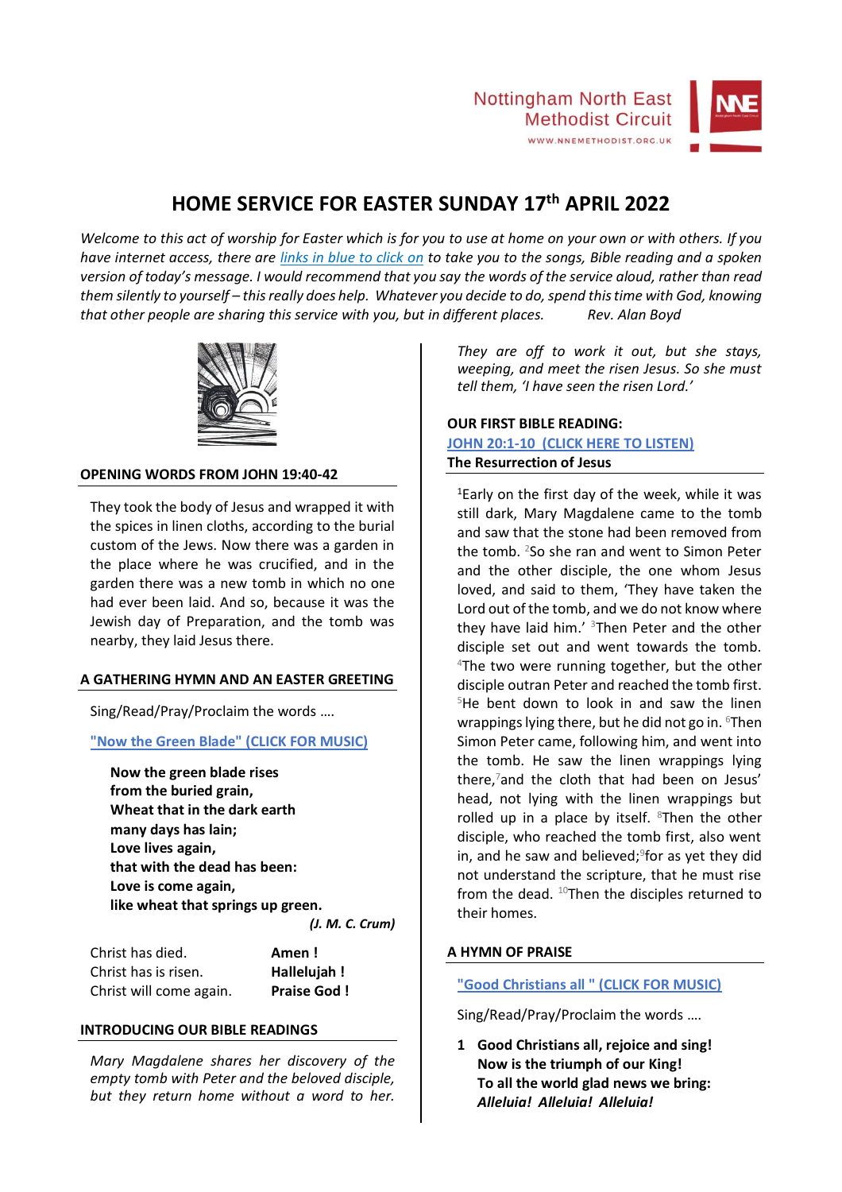Nottingham North East Methodist Circuit
WWW.NNEMETHODIST.ORG.UK

# HOME SERVICE FOR EASTER SUNDAY 17th APRIL 2022

*Welcome to this act of worship for Easter which is for you to use at home on your own or with others. If you have internet access, there are links in blue to click on to take you to the songs, Bible reading and a spoken version of today's message. I would recommend that you say the words of the service aloud, rather than read them silently to yourself – this really does help. Whatever you decide to do, spend this time with God, knowing that other people are sharing this service with you, but in different places.* *Rev. Alan Boyd*

## OPENING WORDS FROM JOHN 19:40-42

They took the body of Jesus and wrapped it with the spices in linen cloths, according to the burial custom of the Jews. Now there was a garden in the place where he was crucified, and in the garden there was a new tomb in which no one had ever been laid. And so, because it was the Jewish day of Preparation, and the tomb was nearby, they laid Jesus there.

## A GATHERING HYMN AND AN EASTER GREETING

Sing/Read/Pray/Proclaim the words ….

"Now the Green Blade" (CLICK FOR MUSIC)

**Now the green blade rises**
**from the buried grain,**
**Wheat that in the dark earth**
**many days has lain;**
**Love lives again,**
**that with the dead has been:**
**Love is come again,**
**like wheat that springs up green.**

***(J. M. C. Crum)***

Christ has died. **Amen !**
Christ has is risen. **Hallelujah !**
Christ will come again. **Praise God !**

## INTRODUCING OUR BIBLE READINGS

*Mary Magdalene shares her discovery of the empty tomb with Peter and the beloved disciple, but they return home without a word to her. They are off to work it out, but she stays, weeping, and meet the risen Jesus. So she must tell them, 'I have seen the risen Lord.'*

## OUR FIRST BIBLE READING:

JOHN 20:1-10 (CLICK HERE TO LISTEN)

**The Resurrection of Jesus**

[1]Early on the first day of the week, while it was still dark, Mary Magdalene came to the tomb and saw that the stone had been removed from the tomb. [2]So she ran and went to Simon Peter and the other disciple, the one whom Jesus loved, and said to them, 'They have taken the Lord out of the tomb, and we do not know where they have laid him.' [3]Then Peter and the other disciple set out and went towards the tomb. [4]The two were running together, but the other disciple outran Peter and reached the tomb first. [5]He bent down to look in and saw the linen wrappings lying there, but he did not go in. [6]Then Simon Peter came, following him, and went into the tomb. He saw the linen wrappings lying there,[7]and the cloth that had been on Jesus' head, not lying with the linen wrappings but rolled up in a place by itself. [8]Then the other disciple, who reached the tomb first, also went in, and he saw and believed;[9]for as yet they did not understand the scripture, that he must rise from the dead. [10]Then the disciples returned to their homes.

## A HYMN OF PRAISE

"Good Christians all " (CLICK FOR MUSIC)

Sing/Read/Pray/Proclaim the words ….

1. **Good Christians all, rejoice and sing!**
   **Now is the triumph of our King!**
   **To all the world glad news we bring:**
   ***Alleluia! Alleluia! Alleluia!***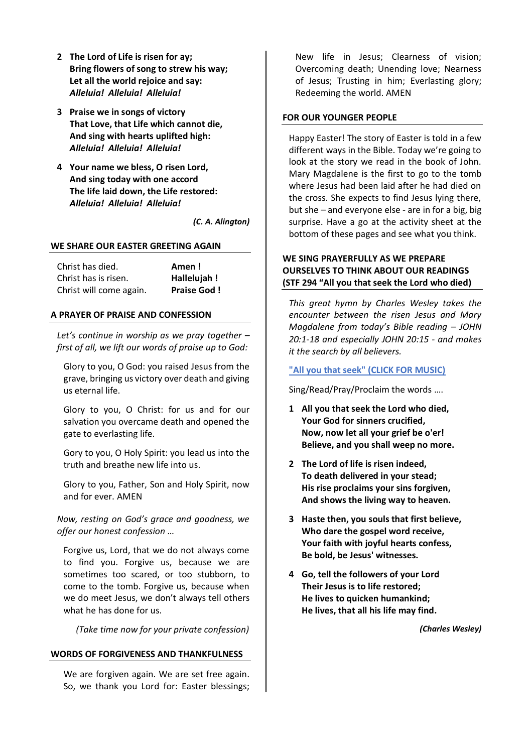**2 The Lord of Life is risen for ay;**
**Bring flowers of song to strew his way;**
**Let all the world rejoice and say:**
***Alleluia! Alleluia! Alleluia!***

**3 Praise we in songs of victory**
**That Love, that Life which cannot die,**
**And sing with hearts uplifted high:**
***Alleluia! Alleluia! Alleluia!***

**4 Your name we bless, O risen Lord,**
**And sing today with one accord**
**The life laid down, the Life restored:**
***Alleluia! Alleluia! Alleluia!***

***(C. A. Alington)***

## WE SHARE OUR EASTER GREETING AGAIN

| | |
|---|---|
| Christ has died. | **Amen !** |
| Christ has is risen. | **Hallelujah !** |
| Christ will come again. | **Praise God !** |

## A PRAYER OF PRAISE AND CONFESSION

*Let's continue in worship as we pray together – first of all, we lift our words of praise up to God:*

Glory to you, O God: you raised Jesus from the grave, bringing us victory over death and giving us eternal life.

Glory to you, O Christ: for us and for our salvation you overcame death and opened the gate to everlasting life.

Gory to you, O Holy Spirit: you lead us into the truth and breathe new life into us.

Glory to you, Father, Son and Holy Spirit, now and for ever. AMEN

*Now, resting on God's grace and goodness, we offer our honest confession …*

Forgive us, Lord, that we do not always come to find you. Forgive us, because we are sometimes too scared, or too stubborn, to come to the tomb. Forgive us, because when we do meet Jesus, we don't always tell others what he has done for us.

*(Take time now for your private confession)*

## WORDS OF FORGIVENESS AND THANKFULNESS

We are forgiven again. We are set free again. So, we thank you Lord for: Easter blessings; New life in Jesus; Clearness of vision; Overcoming death; Unending love; Nearness of Jesus; Trusting in him; Everlasting glory; Redeeming the world. AMEN

## FOR OUR YOUNGER PEOPLE

Happy Easter! The story of Easter is told in a few different ways in the Bible. Today we're going to look at the story we read in the book of John. Mary Magdalene is the first to go to the tomb where Jesus had been laid after he had died on the cross. She expects to find Jesus lying there, but she – and everyone else - are in for a big, big surprise. Have a go at the activity sheet at the bottom of these pages and see what you think.

## WE SING PRAYERFULLY AS WE PREPARE OURSELVES TO THINK ABOUT OUR READINGS (STF 294 "All you that seek the Lord who died)

*This great hymn by Charles Wesley takes the encounter between the risen Jesus and Mary Magdalene from today's Bible reading – JOHN 20:1-18 and especially JOHN 20:15 - and makes it the search by all believers.*

"All you that seek" (CLICK FOR MUSIC)

Sing/Read/Pray/Proclaim the words ….

**1 All you that seek the Lord who died,**
**Your God for sinners crucified,**
**Now, now let all your grief be o'er!**
**Believe, and you shall weep no more.**

**2 The Lord of life is risen indeed,**
**To death delivered in your stead;**
**His rise proclaims your sins forgiven,**
**And shows the living way to heaven.**

**3 Haste then, you souls that first believe,**
**Who dare the gospel word receive,**
**Your faith with joyful hearts confess,**
**Be bold, be Jesus' witnesses.**

**4 Go, tell the followers of your Lord**
**Their Jesus is to life restored;**
**He lives to quicken humankind;**
**He lives, that all his life may find.**

***(Charles Wesley)***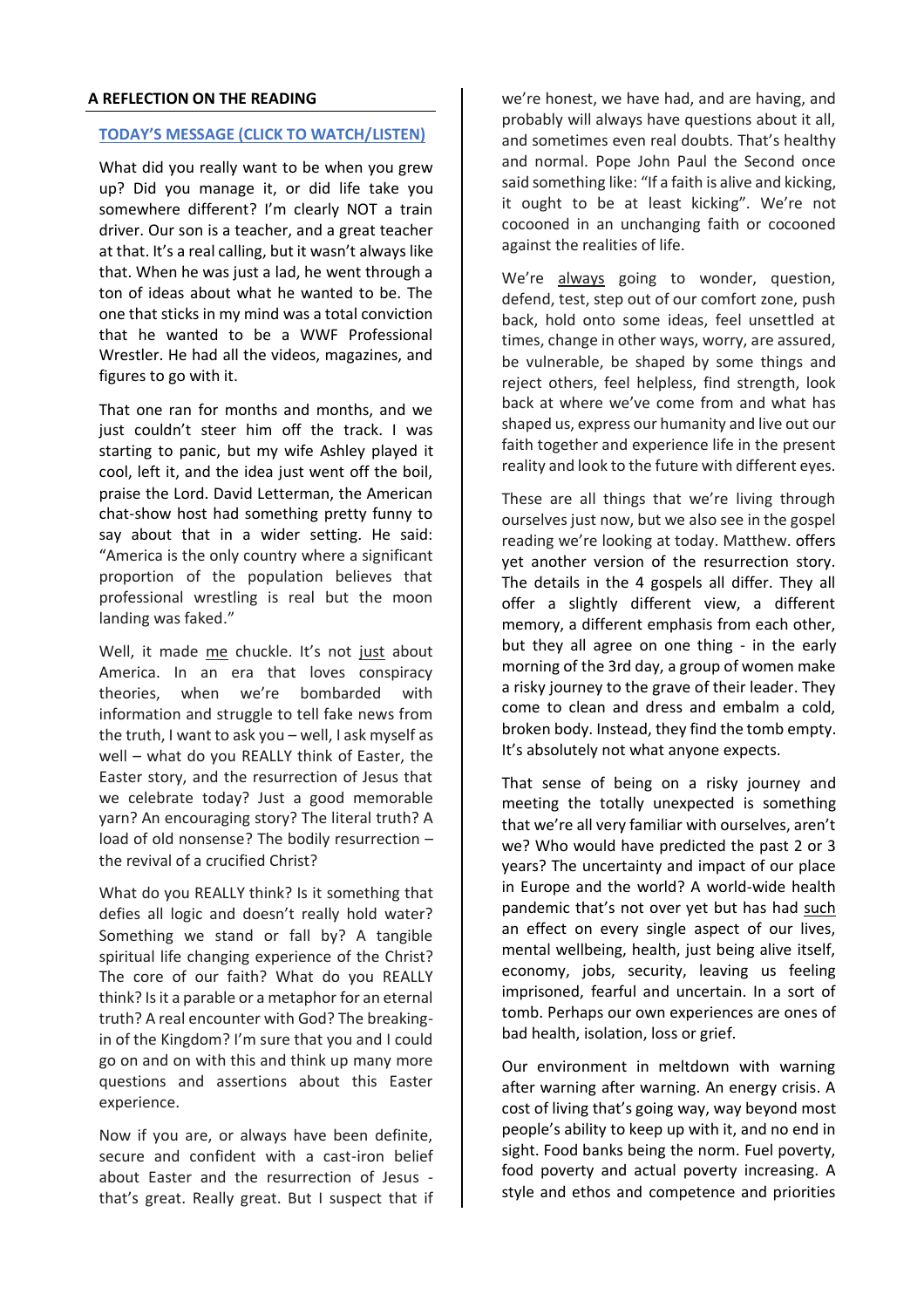**A REFLECTION ON THE READING**

**TODAY'S MESSAGE (CLICK TO WATCH/LISTEN)**

What did you really want to be when you grew up? Did you manage it, or did life take you somewhere different? I'm clearly NOT a train driver. Our son is a teacher, and a great teacher at that. It's a real calling, but it wasn't always like that. When he was just a lad, he went through a ton of ideas about what he wanted to be. The one that sticks in my mind was a total conviction that he wanted to be a WWF Professional Wrestler. He had all the videos, magazines, and figures to go with it.

That one ran for months and months, and we just couldn't steer him off the track. I was starting to panic, but my wife Ashley played it cool, left it, and the idea just went off the boil, praise the Lord. David Letterman, the American chat-show host had something pretty funny to say about that in a wider setting. He said: "America is the only country where a significant proportion of the population believes that professional wrestling is real but the moon landing was faked."

Well, it made me chuckle. It's not just about America. In an era that loves conspiracy theories, when we're bombarded with information and struggle to tell fake news from the truth, I want to ask you – well, I ask myself as well – what do you REALLY think of Easter, the Easter story, and the resurrection of Jesus that we celebrate today? Just a good memorable yarn? An encouraging story? The literal truth? A load of old nonsense? The bodily resurrection – the revival of a crucified Christ?

What do you REALLY think? Is it something that defies all logic and doesn't really hold water? Something we stand or fall by? A tangible spiritual life changing experience of the Christ? The core of our faith? What do you REALLY think? Is it a parable or a metaphor for an eternal truth? A real encounter with God? The breaking-in of the Kingdom? I'm sure that you and I could go on and on with this and think up many more questions and assertions about this Easter experience.

Now if you are, or always have been definite, secure and confident with a cast-iron belief about Easter and the resurrection of Jesus - that's great. Really great. But I suspect that if we're honest, we have had, and are having, and probably will always have questions about it all, and sometimes even real doubts. That's healthy and normal. Pope John Paul the Second once said something like: "If a faith is alive and kicking, it ought to be at least kicking". We're not cocooned in an unchanging faith or cocooned against the realities of life.

We're always going to wonder, question, defend, test, step out of our comfort zone, push back, hold onto some ideas, feel unsettled at times, change in other ways, worry, are assured, be vulnerable, be shaped by some things and reject others, feel helpless, find strength, look back at where we've come from and what has shaped us, express our humanity and live out our faith together and experience life in the present reality and look to the future with different eyes.

These are all things that we're living through ourselves just now, but we also see in the gospel reading we're looking at today. Matthew. offers yet another version of the resurrection story. The details in the 4 gospels all differ. They all offer a slightly different view, a different memory, a different emphasis from each other, but they all agree on one thing - in the early morning of the 3rd day, a group of women make a risky journey to the grave of their leader. They come to clean and dress and embalm a cold, broken body. Instead, they find the tomb empty. It's absolutely not what anyone expects.

That sense of being on a risky journey and meeting the totally unexpected is something that we're all very familiar with ourselves, aren't we? Who would have predicted the past 2 or 3 years? The uncertainty and impact of our place in Europe and the world? A world-wide health pandemic that's not over yet but has had such an effect on every single aspect of our lives, mental wellbeing, health, just being alive itself, economy, jobs, security, leaving us feeling imprisoned, fearful and uncertain. In a sort of tomb. Perhaps our own experiences are ones of bad health, isolation, loss or grief.

Our environment in meltdown with warning after warning after warning. An energy crisis. A cost of living that's going way, way beyond most people's ability to keep up with it, and no end in sight. Food banks being the norm. Fuel poverty, food poverty and actual poverty increasing. A style and ethos and competence and priorities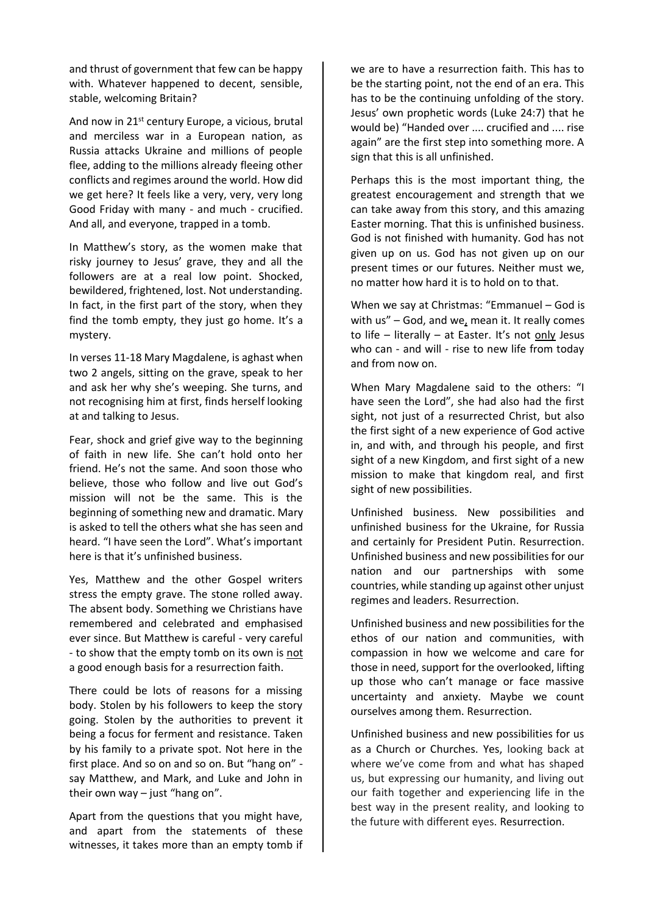and thrust of government that few can be happy with. Whatever happened to decent, sensible, stable, welcoming Britain?

And now in 21st century Europe, a vicious, brutal and merciless war in a European nation, as Russia attacks Ukraine and millions of people flee, adding to the millions already fleeing other conflicts and regimes around the world. How did we get here? It feels like a very, very, very long Good Friday with many - and much - crucified. And all, and everyone, trapped in a tomb.

In Matthew's story, as the women make that risky journey to Jesus' grave, they and all the followers are at a real low point. Shocked, bewildered, frightened, lost. Not understanding. In fact, in the first part of the story, when they find the tomb empty, they just go home. It's a mystery.

In verses 11-18 Mary Magdalene, is aghast when two 2 angels, sitting on the grave, speak to her and ask her why she's weeping. She turns, and not recognising him at first, finds herself looking at and talking to Jesus.

Fear, shock and grief give way to the beginning of faith in new life. She can't hold onto her friend. He's not the same. And soon those who believe, those who follow and live out God's mission will not be the same. This is the beginning of something new and dramatic. Mary is asked to tell the others what she has seen and heard. "I have seen the Lord". What's important here is that it's unfinished business.

Yes, Matthew and the other Gospel writers stress the empty grave. The stone rolled away. The absent body. Something we Christians have remembered and celebrated and emphasised ever since. But Matthew is careful - very careful - to show that the empty tomb on its own is <u>not</u> a good enough basis for a resurrection faith.

There could be lots of reasons for a missing body. Stolen by his followers to keep the story going. Stolen by the authorities to prevent it being a focus for ferment and resistance. Taken by his family to a private spot. Not here in the first place. And so on and so on. But "hang on" - say Matthew, and Mark, and Luke and John in their own way – just "hang on".

Apart from the questions that you might have, and apart from the statements of these witnesses, it takes more than an empty tomb if we are to have a resurrection faith. This has to be the starting point, not the end of an era. This has to be the continuing unfolding of the story. Jesus' own prophetic words (Luke 24:7) that he would be) "Handed over .... crucified and .... rise again" are the first step into something more. A sign that this is all unfinished.

Perhaps this is the most important thing, the greatest encouragement and strength that we can take away from this story, and this amazing Easter morning. That this is unfinished business. God is not finished with humanity. God has not given up on us. God has not given up on our present times or our futures. Neither must we, no matter how hard it is to hold on to that.

When we say at Christmas: "Emmanuel – God is with us" – God, and we, mean it. It really comes to life – literally – at Easter. It's not <u>only</u> Jesus who can - and will - rise to new life from today and from now on.

When Mary Magdalene said to the others: "I have seen the Lord", she had also had the first sight, not just of a resurrected Christ, but also the first sight of a new experience of God active in, and with, and through his people, and first sight of a new Kingdom, and first sight of a new mission to make that kingdom real, and first sight of new possibilities.

Unfinished business. New possibilities and unfinished business for the Ukraine, for Russia and certainly for President Putin. Resurrection. Unfinished business and new possibilities for our nation and our partnerships with some countries, while standing up against other unjust regimes and leaders. Resurrection.

Unfinished business and new possibilities for the ethos of our nation and communities, with compassion in how we welcome and care for those in need, support for the overlooked, lifting up those who can't manage or face massive uncertainty and anxiety. Maybe we count ourselves among them. Resurrection.

Unfinished business and new possibilities for us as a Church or Churches. Yes, looking back at where we've come from and what has shaped us, but expressing our humanity, and living out our faith together and experiencing life in the best way in the present reality, and looking to the future with different eyes. Resurrection.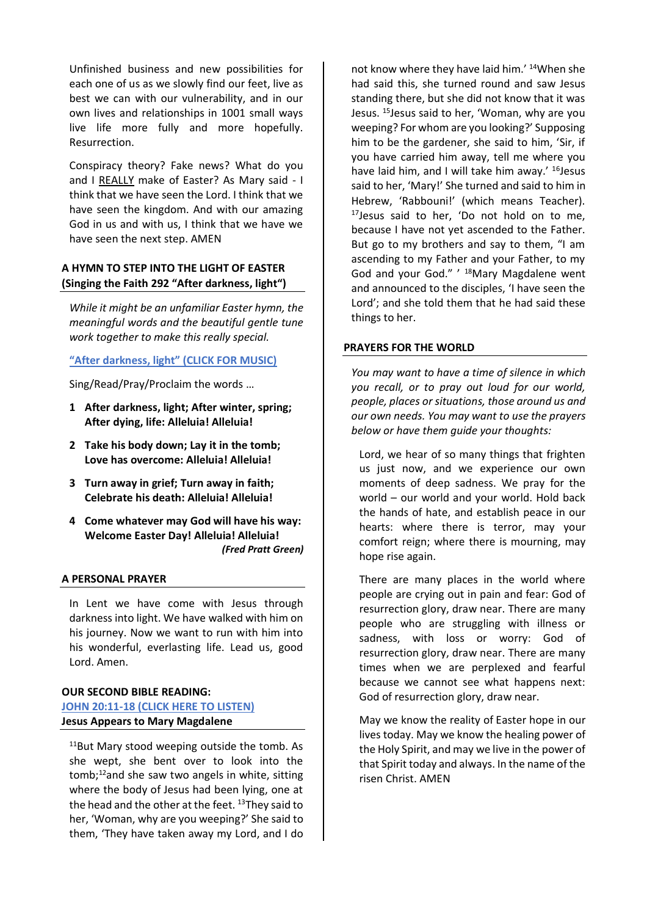Unfinished business and new possibilities for each one of us as we slowly find our feet, live as best we can with our vulnerability, and in our own lives and relationships in 1001 small ways live life more fully and more hopefully. Resurrection.

Conspiracy theory? Fake news? What do you and I REALLY make of Easter? As Mary said - I think that we have seen the Lord. I think that we have seen the kingdom. And with our amazing God in us and with us, I think that we have we have seen the next step. AMEN

## A HYMN TO STEP INTO THE LIGHT OF EASTER (Singing the Faith 292 "After darkness, light")

*While it might be an unfamiliar Easter hymn, the meaningful words and the beautiful gentle tune work together to make this really special.*

"After darkness, light" (CLICK FOR MUSIC)

Sing/Read/Pray/Proclaim the words …

1. **After darkness, light; After winter, spring; After dying, life: Alleluia! Alleluia!**
2. **Take his body down; Lay it in the tomb; Love has overcome: Alleluia! Alleluia!**
3. **Turn away in grief; Turn away in faith; Celebrate his death: Alleluia! Alleluia!**
4. **Come whatever may God will have his way: Welcome Easter Day! Alleluia! Alleluia!**

***(Fred Pratt Green)***

## A PERSONAL PRAYER

In Lent we have come with Jesus through darkness into light. We have walked with him on his journey. Now we want to run with him into his wonderful, everlasting life. Lead us, good Lord. Amen.

## OUR SECOND BIBLE READING: JOHN 20:11-18 (CLICK HERE TO LISTEN)

**Jesus Appears to Mary Magdalene**

[11]But Mary stood weeping outside the tomb. As she wept, she bent over to look into the tomb;[12]and she saw two angels in white, sitting where the body of Jesus had been lying, one at the head and the other at the feet. [13]They said to her, 'Woman, why are you weeping?' She said to them, 'They have taken away my Lord, and I do not know where they have laid him.' [14]When she had said this, she turned round and saw Jesus standing there, but she did not know that it was Jesus. [15]Jesus said to her, 'Woman, why are you weeping? For whom are you looking?' Supposing him to be the gardener, she said to him, 'Sir, if you have carried him away, tell me where you have laid him, and I will take him away.' [16]Jesus said to her, 'Mary!' She turned and said to him in Hebrew, 'Rabbouni!' (which means Teacher). [17]Jesus said to her, 'Do not hold on to me, because I have not yet ascended to the Father. But go to my brothers and say to them, "I am ascending to my Father and your Father, to my God and your God." ' [18]Mary Magdalene went and announced to the disciples, 'I have seen the Lord'; and she told them that he had said these things to her.

## PRAYERS FOR THE WORLD

*You may want to have a time of silence in which you recall, or to pray out loud for our world, people, places or situations, those around us and our own needs. You may want to use the prayers below or have them guide your thoughts:*

Lord, we hear of so many things that frighten us just now, and we experience our own moments of deep sadness. We pray for the world – our world and your world. Hold back the hands of hate, and establish peace in our hearts: where there is terror, may your comfort reign; where there is mourning, may hope rise again.

There are many places in the world where people are crying out in pain and fear: God of resurrection glory, draw near. There are many people who are struggling with illness or sadness, with loss or worry: God of resurrection glory, draw near. There are many times when we are perplexed and fearful because we cannot see what happens next: God of resurrection glory, draw near.

May we know the reality of Easter hope in our lives today. May we know the healing power of the Holy Spirit, and may we live in the power of that Spirit today and always. In the name of the risen Christ. AMEN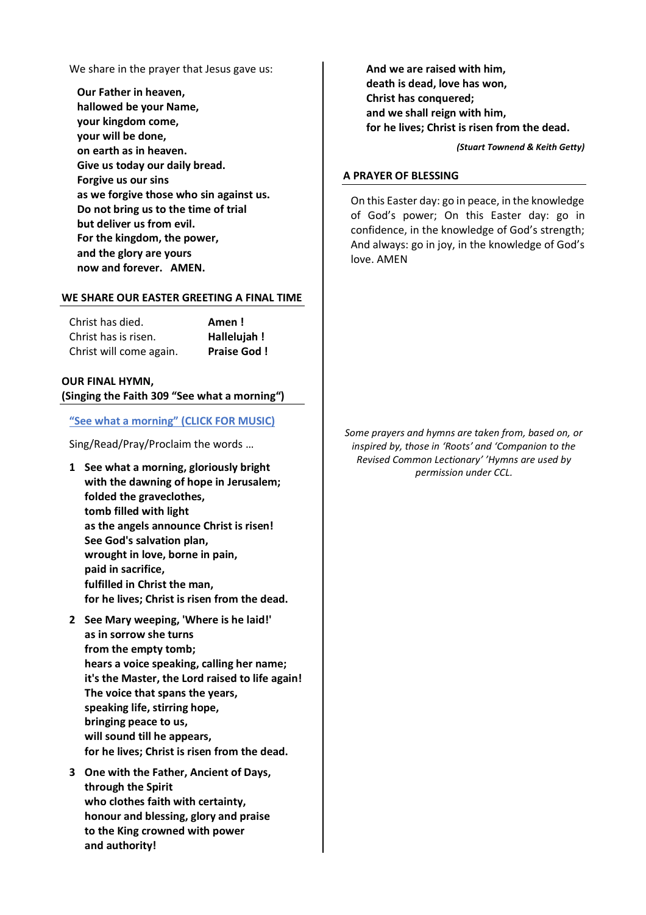We share in the prayer that Jesus gave us:

**Our Father in heaven,**
**hallowed be your Name,**
**your kingdom come,**
**your will be done,**
**on earth as in heaven.**
**Give us today our daily bread.**
**Forgive us our sins**
**as we forgive those who sin against us.**
**Do not bring us to the time of trial**
**but deliver us from evil.**
**For the kingdom, the power,**
**and the glory are yours**
**now and forever. AMEN.**

## WE SHARE OUR EASTER GREETING A FINAL TIME

| | |
|---|---|
| Christ has died. | **Amen !** |
| Christ has is risen. | **Hallelujah !** |
| Christ will come again. | **Praise God !** |

## OUR FINAL HYMN, (Singing the Faith 309 "See what a morning")

"See what a morning" (CLICK FOR MUSIC)

Sing/Read/Pray/Proclaim the words …

1 **See what a morning, gloriously bright**
**with the dawning of hope in Jerusalem;**
**folded the graveclothes,**
**tomb filled with light**
**as the angels announce Christ is risen!**
**See God's salvation plan,**
**wrought in love, borne in pain,**
**paid in sacrifice,**
**fulfilled in Christ the man,**
**for he lives; Christ is risen from the dead.**

2 **See Mary weeping, 'Where is he laid!'**
**as in sorrow she turns**
**from the empty tomb;**
**hears a voice speaking, calling her name;**
**it's the Master, the Lord raised to life again!**
**The voice that spans the years,**
**speaking life, stirring hope,**
**bringing peace to us,**
**will sound till he appears,**
**for he lives; Christ is risen from the dead.**

3 **One with the Father, Ancient of Days,**
**through the Spirit**
**who clothes faith with certainty,**
**honour and blessing, glory and praise**
**to the King crowned with power**
**and authority!**
**And we are raised with him,**
**death is dead, love has won,**
**Christ has conquered;**
**and we shall reign with him,**
**for he lives; Christ is risen from the dead.**

***(Stuart Townend & Keith Getty)***

## A PRAYER OF BLESSING

On this Easter day: go in peace, in the knowledge of God's power; On this Easter day: go in confidence, in the knowledge of God's strength; And always: go in joy, in the knowledge of God's love. AMEN

*Some prayers and hymns are taken from, based on, or inspired by, those in 'Roots' and 'Companion to the Revised Common Lectionary' 'Hymns are used by permission under CCL.*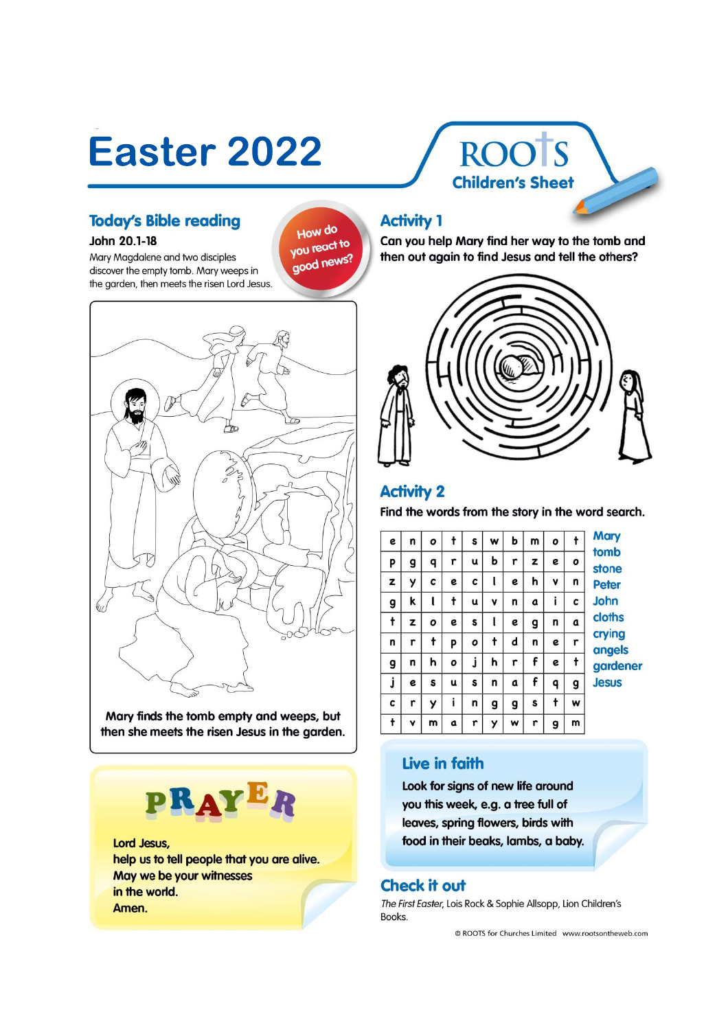# Easter 2022

ROOTS Children's Sheet

## Today's Bible reading

**John 20.1-18**

Mary Magdalene and two disciples discover the empty tomb. Mary weeps in the garden, then meets the risen Lord Jesus.

How do you react to good news?

Mary finds the tomb empty and weeps, but then she meets the risen Jesus in the garden.

## PRAYER

Lord Jesus,
help us to tell people that you are alive.
May we be your witnesses
in the world.
Amen.

## Activity 1

Can you help Mary find her way to the tomb and then out again to find Jesus and tell the others?

## Activity 2

Find the words from the story in the word search.

| | | | | | | | | | |
|---|---|---|---|---|---|---|---|---|---|
| e | n | o | t | s | w | b | m | o | t |
| p | g | q | r | u | b | r | z | e | o |
| z | y | c | e | c | l | e | h | v | n |
| g | k | l | t | u | v | n | a | i | c |
| t | z | o | e | s | l | e | g | n | a |
| n | r | t | p | o | t | d | n | e | r |
| g | n | h | o | j | h | r | f | e | t |
| j | e | s | u | s | n | a | f | q | g |
| c | r | y | i | n | g | g | s | t | w |
| t | v | m | a | r | y | w | r | g | m |

Mary
tomb
stone
Peter
John
cloths
crying
angels
gardener
Jesus

## Live in faith

Look for signs of new life around you this week, e.g. a tree full of leaves, spring flowers, birds with food in their beaks, lambs, a baby.

## Check it out

*The First Easter*, Lois Rock & Sophie Allsopp, Lion Children's Books.

© ROOTS for Churches Limited www.rootsontheweb.com